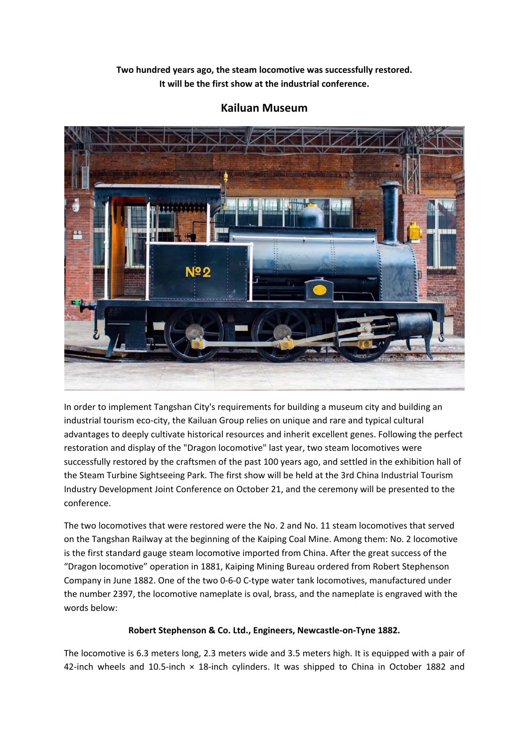**Two hundred years ago, the steam locomotive was successfully restored.**
**It will be the first show at the industrial conference.**

## Kailuan Museum

In order to implement Tangshan City's requirements for building a museum city and building an industrial tourism eco-city, the Kailuan Group relies on unique and rare and typical cultural advantages to deeply cultivate historical resources and inherit excellent genes. Following the perfect restoration and display of the "Dragon locomotive" last year, two steam locomotives were successfully restored by the craftsmen of the past 100 years ago, and settled in the exhibition hall of the Steam Turbine Sightseeing Park. The first show will be held at the 3rd China Industrial Tourism Industry Development Joint Conference on October 21, and the ceremony will be presented to the conference.

The two locomotives that were restored were the No. 2 and No. 11 steam locomotives that served on the Tangshan Railway at the beginning of the Kaiping Coal Mine. Among them: No. 2 locomotive is the first standard gauge steam locomotive imported from China. After the great success of the "Dragon locomotive" operation in 1881, Kaiping Mining Bureau ordered from Robert Stephenson Company in June 1882. One of the two 0-6-0 C-type water tank locomotives, manufactured under the number 2397, the locomotive nameplate is oval, brass, and the nameplate is engraved with the words below:

**Robert Stephenson & Co. Ltd., Engineers, Newcastle-on-Tyne 1882.**

The locomotive is 6.3 meters long, 2.3 meters wide and 3.5 meters high. It is equipped with a pair of 42-inch wheels and 10.5-inch × 18-inch cylinders. It was shipped to China in October 1882 and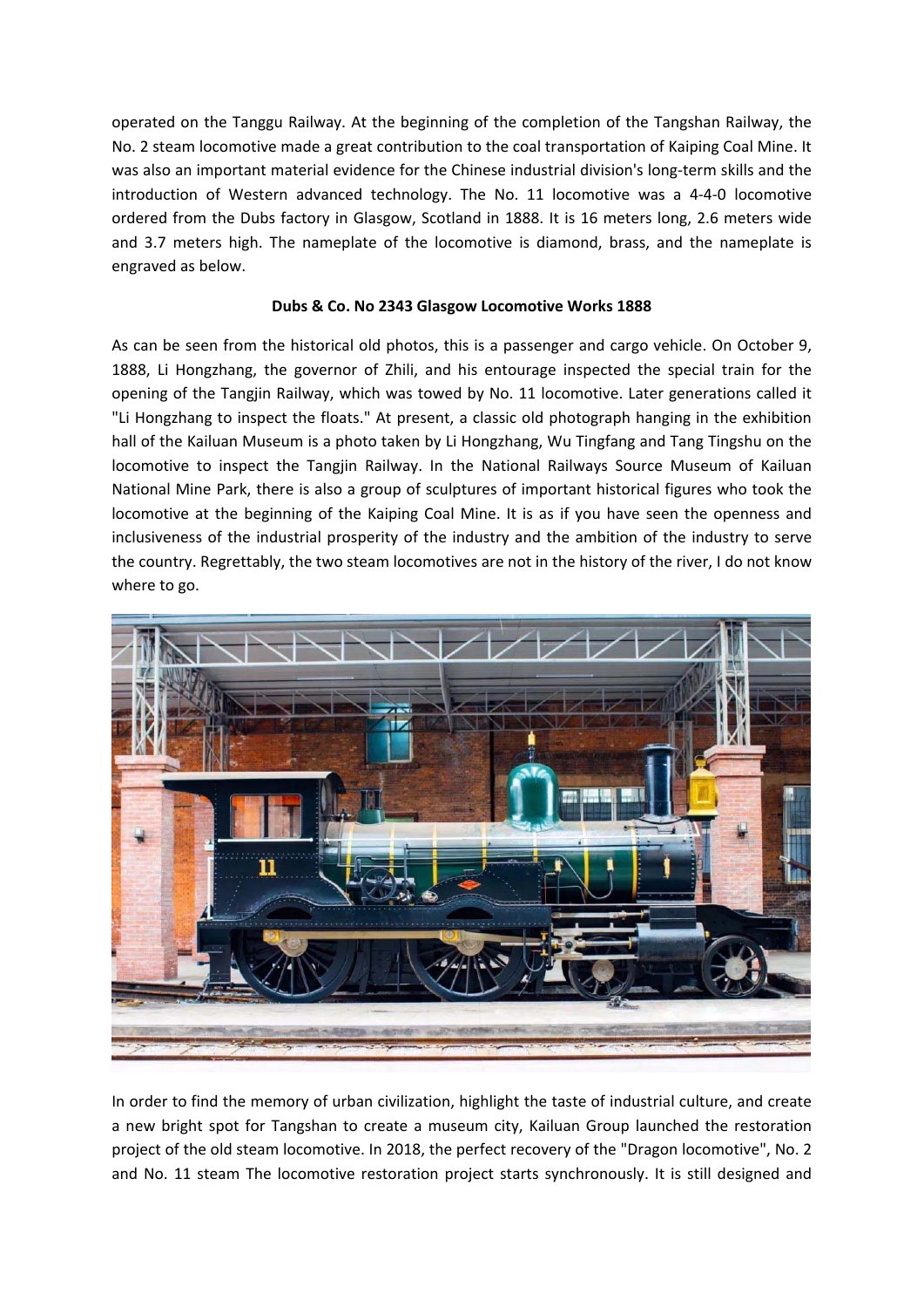operated on the Tanggu Railway. At the beginning of the completion of the Tangshan Railway, the No. 2 steam locomotive made a great contribution to the coal transportation of Kaiping Coal Mine. It was also an important material evidence for the Chinese industrial division's long-term skills and the introduction of Western advanced technology. The No. 11 locomotive was a 4-4-0 locomotive ordered from the Dubs factory in Glasgow, Scotland in 1888. It is 16 meters long, 2.6 meters wide and 3.7 meters high. The nameplate of the locomotive is diamond, brass, and the nameplate is engraved as below.

**Dubs & Co. No 2343 Glasgow Locomotive Works 1888**

As can be seen from the historical old photos, this is a passenger and cargo vehicle. On October 9, 1888, Li Hongzhang, the governor of Zhili, and his entourage inspected the special train for the opening of the Tangjin Railway, which was towed by No. 11 locomotive. Later generations called it "Li Hongzhang to inspect the floats." At present, a classic old photograph hanging in the exhibition hall of the Kailuan Museum is a photo taken by Li Hongzhang, Wu Tingfang and Tang Tingshu on the locomotive to inspect the Tangjin Railway. In the National Railways Source Museum of Kailuan National Mine Park, there is also a group of sculptures of important historical figures who took the locomotive at the beginning of the Kaiping Coal Mine. It is as if you have seen the openness and inclusiveness of the industrial prosperity of the industry and the ambition of the industry to serve the country. Regrettably, the two steam locomotives are not in the history of the river, I do not know where to go.

In order to find the memory of urban civilization, highlight the taste of industrial culture, and create a new bright spot for Tangshan to create a museum city, Kailuan Group launched the restoration project of the old steam locomotive. In 2018, the perfect recovery of the "Dragon locomotive", No. 2 and No. 11 steam The locomotive restoration project starts synchronously. It is still designed and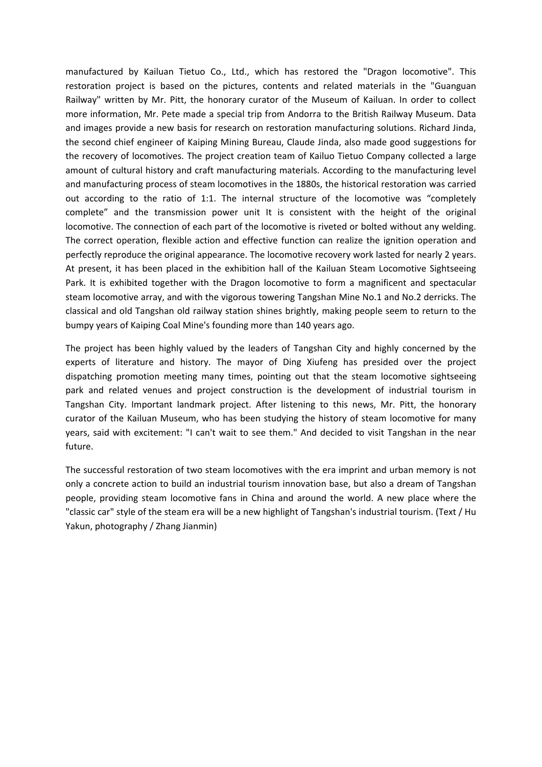manufactured by Kailuan Tietuo Co., Ltd., which has restored the "Dragon locomotive". This restoration project is based on the pictures, contents and related materials in the "Guanguan Railway" written by Mr. Pitt, the honorary curator of the Museum of Kailuan. In order to collect more information, Mr. Pete made a special trip from Andorra to the British Railway Museum. Data and images provide a new basis for research on restoration manufacturing solutions. Richard Jinda, the second chief engineer of Kaiping Mining Bureau, Claude Jinda, also made good suggestions for the recovery of locomotives. The project creation team of Kailuo Tietuo Company collected a large amount of cultural history and craft manufacturing materials. According to the manufacturing level and manufacturing process of steam locomotives in the 1880s, the historical restoration was carried out according to the ratio of 1:1. The internal structure of the locomotive was "completely complete" and the transmission power unit It is consistent with the height of the original locomotive. The connection of each part of the locomotive is riveted or bolted without any welding. The correct operation, flexible action and effective function can realize the ignition operation and perfectly reproduce the original appearance. The locomotive recovery work lasted for nearly 2 years. At present, it has been placed in the exhibition hall of the Kailuan Steam Locomotive Sightseeing Park. It is exhibited together with the Dragon locomotive to form a magnificent and spectacular steam locomotive array, and with the vigorous towering Tangshan Mine No.1 and No.2 derricks. The classical and old Tangshan old railway station shines brightly, making people seem to return to the bumpy years of Kaiping Coal Mine's founding more than 140 years ago.

The project has been highly valued by the leaders of Tangshan City and highly concerned by the experts of literature and history. The mayor of Ding Xiufeng has presided over the project dispatching promotion meeting many times, pointing out that the steam locomotive sightseeing park and related venues and project construction is the development of industrial tourism in Tangshan City. Important landmark project. After listening to this news, Mr. Pitt, the honorary curator of the Kailuan Museum, who has been studying the history of steam locomotive for many years, said with excitement: "I can't wait to see them." And decided to visit Tangshan in the near future.

The successful restoration of two steam locomotives with the era imprint and urban memory is not only a concrete action to build an industrial tourism innovation base, but also a dream of Tangshan people, providing steam locomotive fans in China and around the world. A new place where the "classic car" style of the steam era will be a new highlight of Tangshan's industrial tourism. (Text / Hu Yakun, photography / Zhang Jianmin)